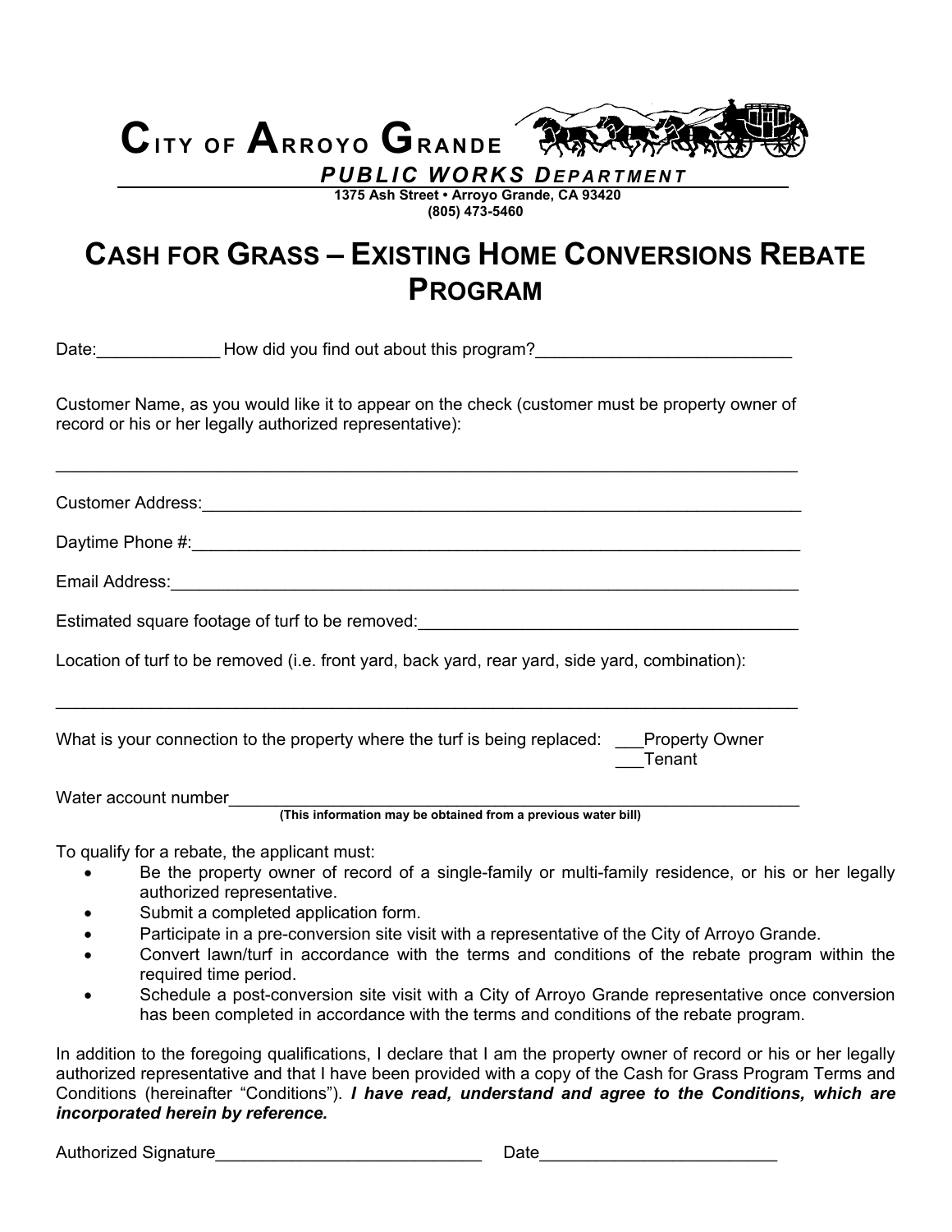# CITY OF ARROYO GRANDE

## PUBLIC WORKS DEPARTMENT

1375 Ash Street • Arroyo Grande, CA 93420
(805) 473-5460

# CASH FOR GRASS – EXISTING HOME CONVERSIONS REBATE PROGRAM

Date:_____________ How did you find out about this program?___________________________

Customer Name, as you would like it to appear on the check (customer must be property owner of record or his or her legally authorized representative):

_________________________________________________________________________________

Customer Address:_________________________________________________________________

Daytime Phone #:__________________________________________________________________

Email Address:____________________________________________________________________

Estimated square footage of turf to be removed:__________________________________________

Location of turf to be removed (i.e. front yard, back yard, rear yard, side yard, combination):

_________________________________________________________________________________

What is your connection to the property where the turf is being replaced: ___Property Owner
___Tenant

Water account number_______________________________________________________________
**(This information may be obtained from a previous water bill)**

To qualify for a rebate, the applicant must:

- Be the property owner of record of a single-family or multi-family residence, or his or her legally authorized representative.
- Submit a completed application form.
- Participate in a pre-conversion site visit with a representative of the City of Arroyo Grande.
- Convert lawn/turf in accordance with the terms and conditions of the rebate program within the required time period.
- Schedule a post-conversion site visit with a City of Arroyo Grande representative once conversion has been completed in accordance with the terms and conditions of the rebate program.

In addition to the foregoing qualifications, I declare that I am the property owner of record or his or her legally authorized representative and that I have been provided with a copy of the Cash for Grass Program Terms and Conditions (hereinafter "Conditions"). ***I have read, understand and agree to the Conditions, which are incorporated herein by reference.***

Authorized Signature____________________________ Date_________________________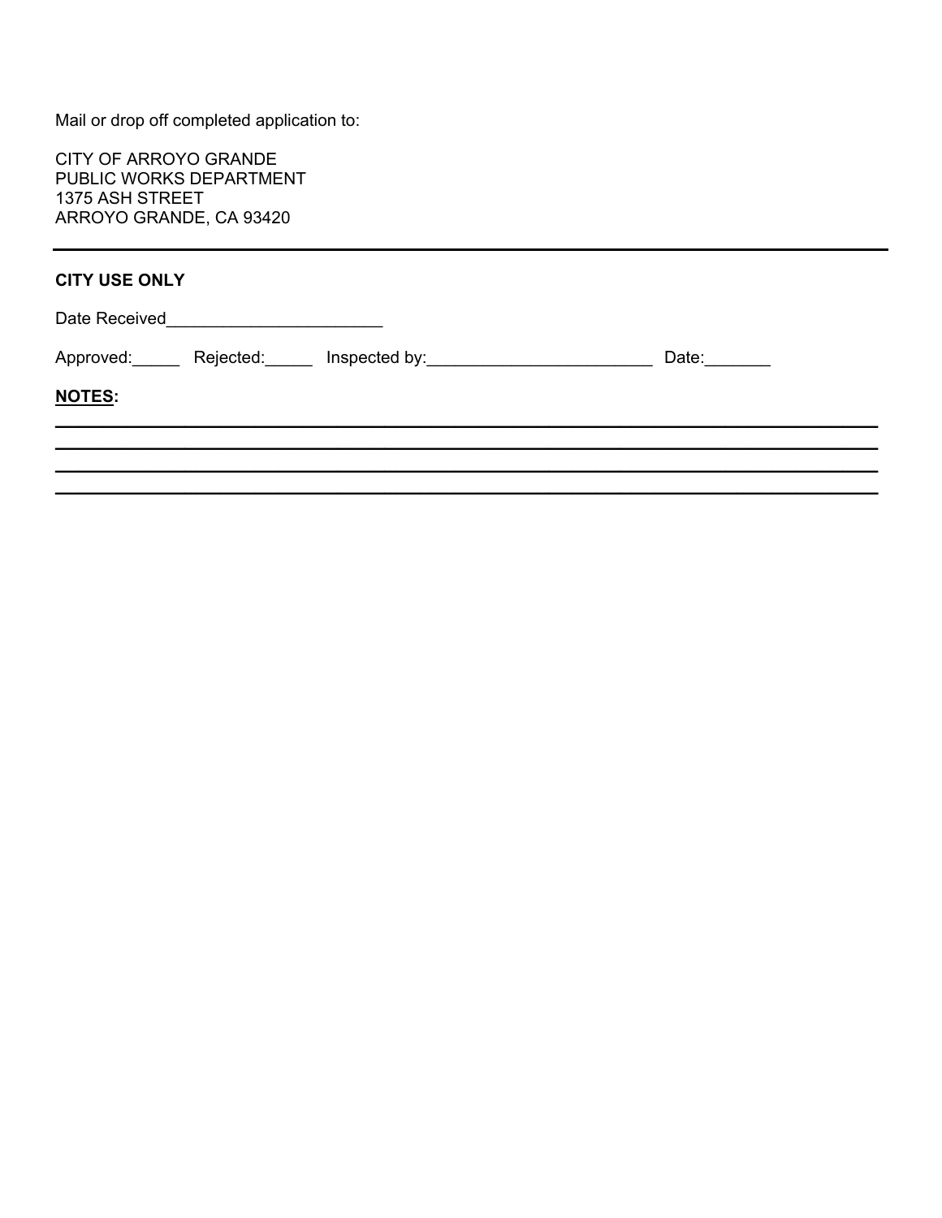Mail or drop off completed application to:

CITY OF ARROYO GRANDE
PUBLIC WORKS DEPARTMENT
1375 ASH STREET
ARROYO GRANDE, CA 93420

---

**CITY USE ONLY**

Date Received_______________________

Approved:_____ Rejected:_____ Inspected by:________________________ Date:_______

**NOTES:**

_______________________________________________________________________________
_______________________________________________________________________________
_______________________________________________________________________________
_______________________________________________________________________________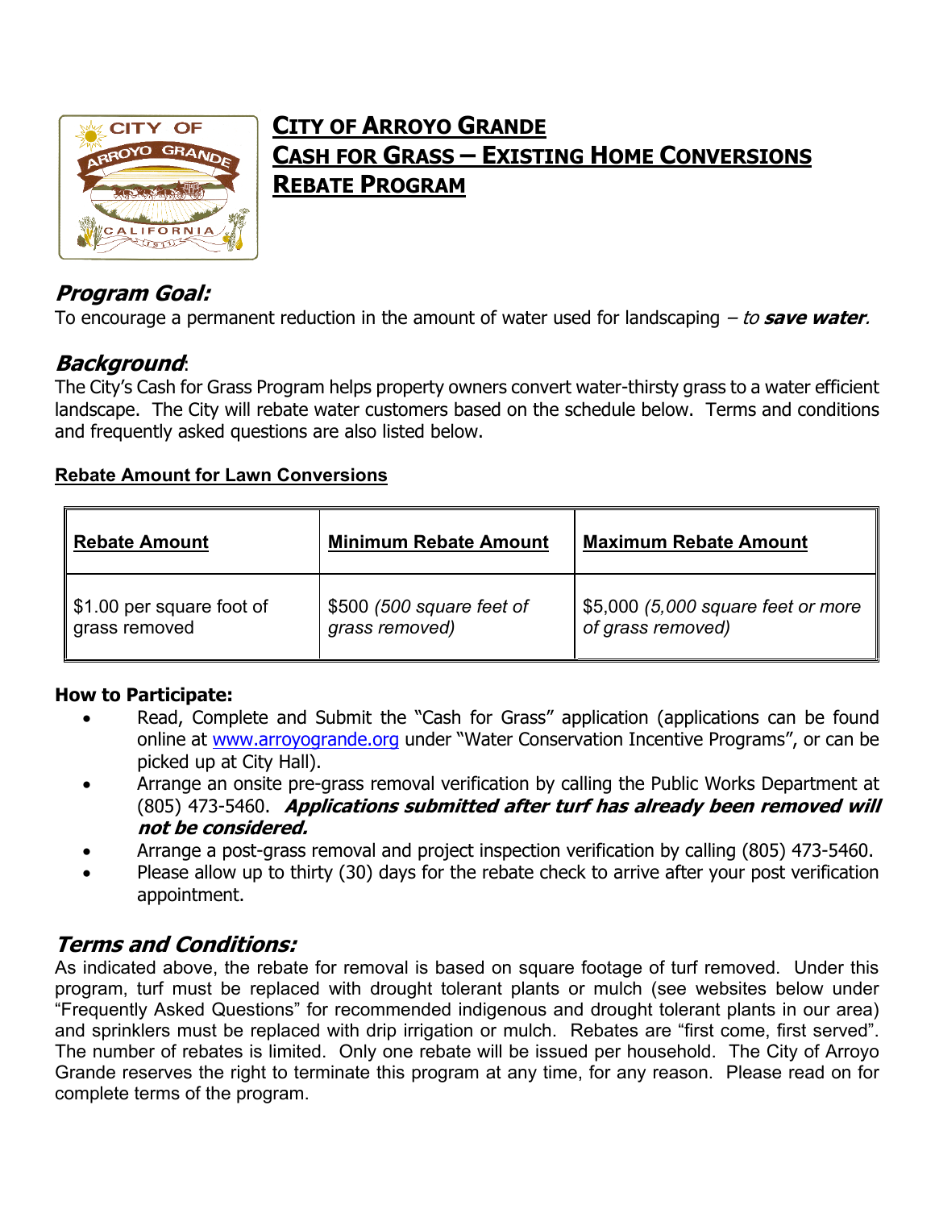# CITY OF ARROYO GRANDE
# CASH FOR GRASS – EXISTING HOME CONVERSIONS
# REBATE PROGRAM

## *Program Goal:*

To encourage a permanent reduction in the amount of water used for landscaping – *to **save water**.*

## *Background*:

The City's Cash for Grass Program helps property owners convert water-thirsty grass to a water efficient landscape. The City will rebate water customers based on the schedule below. Terms and conditions and frequently asked questions are also listed below.

**Rebate Amount for Lawn Conversions**

| Rebate Amount | Minimum Rebate Amount | Maximum Rebate Amount |
|---|---|---|
| $1.00 per square foot of grass removed | $500 *(500 square feet of grass removed)* | $5,000 *(5,000 square feet or more of grass removed)* |

**How to Participate:**

- Read, Complete and Submit the "Cash for Grass" application (applications can be found online at www.arroyogrande.org under "Water Conservation Incentive Programs", or can be picked up at City Hall).
- Arrange an onsite pre-grass removal verification by calling the Public Works Department at (805) 473-5460. ***Applications submitted after turf has already been removed will not be considered.***
- Arrange a post-grass removal and project inspection verification by calling (805) 473-5460.
- Please allow up to thirty (30) days for the rebate check to arrive after your post verification appointment.

## *Terms and Conditions:*

As indicated above, the rebate for removal is based on square footage of turf removed. Under this program, turf must be replaced with drought tolerant plants or mulch (see websites below under "Frequently Asked Questions" for recommended indigenous and drought tolerant plants in our area) and sprinklers must be replaced with drip irrigation or mulch. Rebates are "first come, first served". The number of rebates is limited. Only one rebate will be issued per household. The City of Arroyo Grande reserves the right to terminate this program at any time, for any reason. Please read on for complete terms of the program.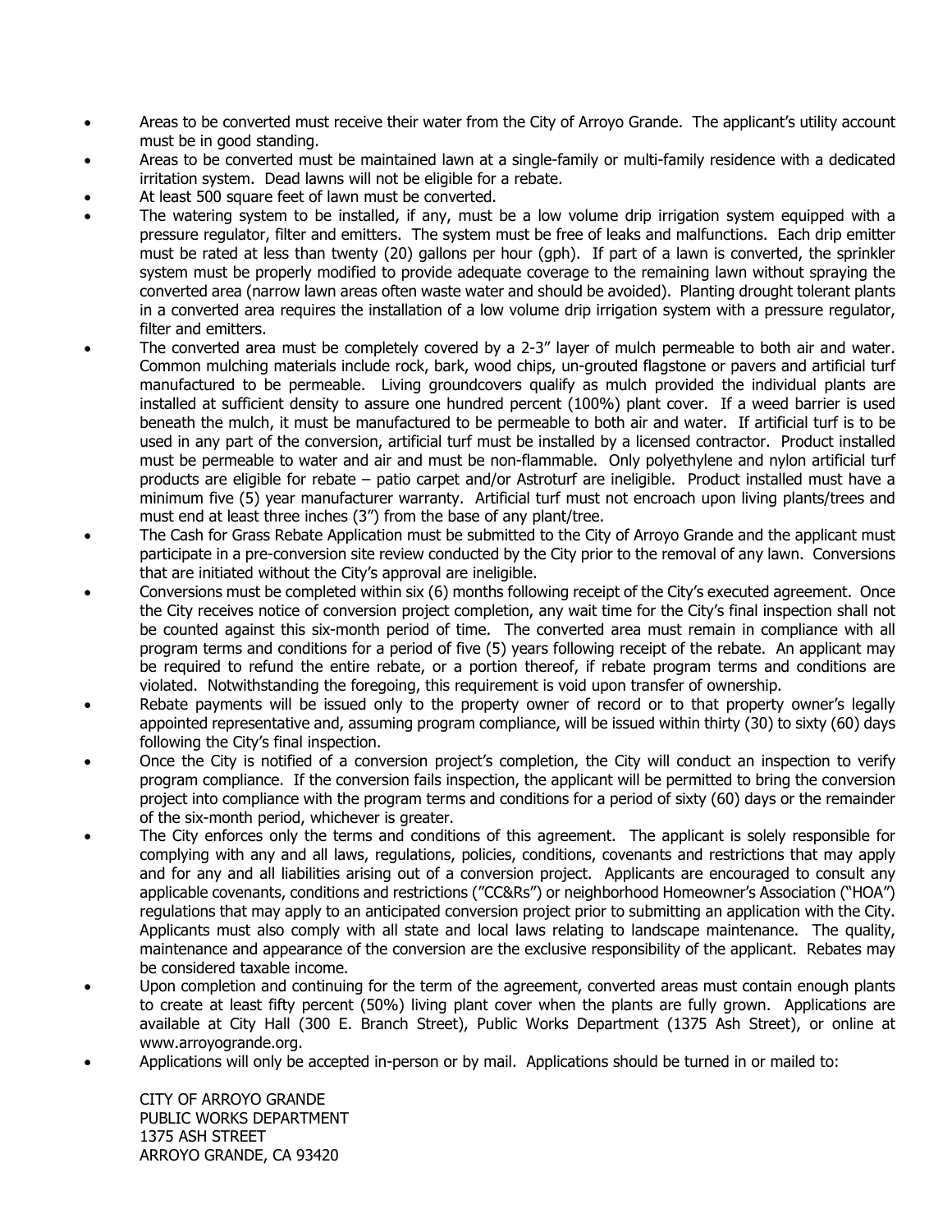- Areas to be converted must receive their water from the City of Arroyo Grande. The applicant's utility account must be in good standing.
- Areas to be converted must be maintained lawn at a single-family or multi-family residence with a dedicated irritation system. Dead lawns will not be eligible for a rebate.
- At least 500 square feet of lawn must be converted.
- The watering system to be installed, if any, must be a low volume drip irrigation system equipped with a pressure regulator, filter and emitters. The system must be free of leaks and malfunctions. Each drip emitter must be rated at less than twenty (20) gallons per hour (gph). If part of a lawn is converted, the sprinkler system must be properly modified to provide adequate coverage to the remaining lawn without spraying the converted area (narrow lawn areas often waste water and should be avoided). Planting drought tolerant plants in a converted area requires the installation of a low volume drip irrigation system with a pressure regulator, filter and emitters.
- The converted area must be completely covered by a 2-3" layer of mulch permeable to both air and water. Common mulching materials include rock, bark, wood chips, un-grouted flagstone or pavers and artificial turf manufactured to be permeable. Living groundcovers qualify as mulch provided the individual plants are installed at sufficient density to assure one hundred percent (100%) plant cover. If a weed barrier is used beneath the mulch, it must be manufactured to be permeable to both air and water. If artificial turf is to be used in any part of the conversion, artificial turf must be installed by a licensed contractor. Product installed must be permeable to water and air and must be non-flammable. Only polyethylene and nylon artificial turf products are eligible for rebate – patio carpet and/or Astroturf are ineligible. Product installed must have a minimum five (5) year manufacturer warranty. Artificial turf must not encroach upon living plants/trees and must end at least three inches (3") from the base of any plant/tree.
- The Cash for Grass Rebate Application must be submitted to the City of Arroyo Grande and the applicant must participate in a pre-conversion site review conducted by the City prior to the removal of any lawn. Conversions that are initiated without the City's approval are ineligible.
- Conversions must be completed within six (6) months following receipt of the City's executed agreement. Once the City receives notice of conversion project completion, any wait time for the City's final inspection shall not be counted against this six-month period of time. The converted area must remain in compliance with all program terms and conditions for a period of five (5) years following receipt of the rebate. An applicant may be required to refund the entire rebate, or a portion thereof, if rebate program terms and conditions are violated. Notwithstanding the foregoing, this requirement is void upon transfer of ownership.
- Rebate payments will be issued only to the property owner of record or to that property owner's legally appointed representative and, assuming program compliance, will be issued within thirty (30) to sixty (60) days following the City's final inspection.
- Once the City is notified of a conversion project's completion, the City will conduct an inspection to verify program compliance. If the conversion fails inspection, the applicant will be permitted to bring the conversion project into compliance with the program terms and conditions for a period of sixty (60) days or the remainder of the six-month period, whichever is greater.
- The City enforces only the terms and conditions of this agreement. The applicant is solely responsible for complying with any and all laws, regulations, policies, conditions, covenants and restrictions that may apply and for any and all liabilities arising out of a conversion project. Applicants are encouraged to consult any applicable covenants, conditions and restrictions ("CC&Rs") or neighborhood Homeowner's Association ("HOA") regulations that may apply to an anticipated conversion project prior to submitting an application with the City. Applicants must also comply with all state and local laws relating to landscape maintenance. The quality, maintenance and appearance of the conversion are the exclusive responsibility of the applicant. Rebates may be considered taxable income.
- Upon completion and continuing for the term of the agreement, converted areas must contain enough plants to create at least fifty percent (50%) living plant cover when the plants are fully grown. Applications are available at City Hall (300 E. Branch Street), Public Works Department (1375 Ash Street), or online at www.arroyogrande.org.
- Applications will only be accepted in-person or by mail. Applications should be turned in or mailed to:

  CITY OF ARROYO GRANDE
  PUBLIC WORKS DEPARTMENT
  1375 ASH STREET
  ARROYO GRANDE, CA 93420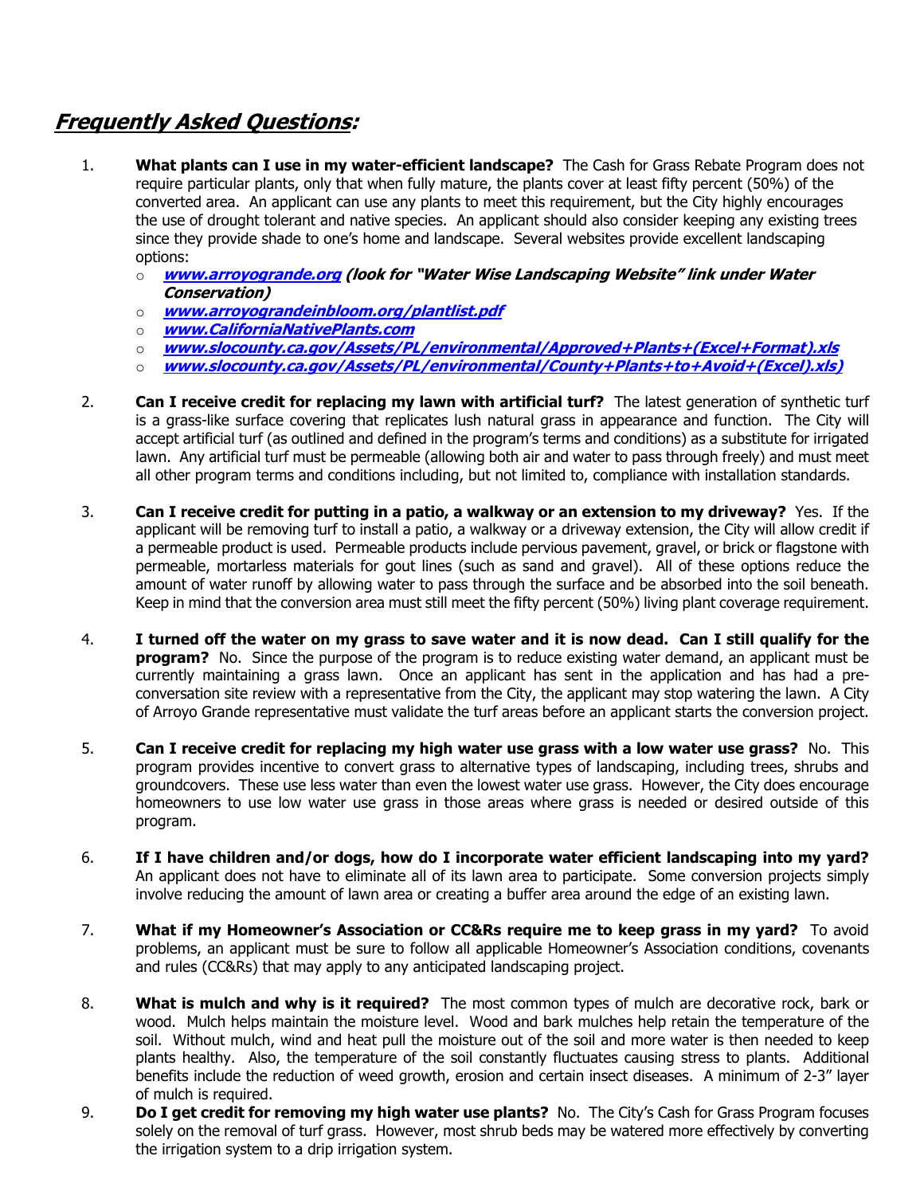## ***Frequently Asked Questions:***

1. **What plants can I use in my water-efficient landscape?** The Cash for Grass Rebate Program does not require particular plants, only that when fully mature, the plants cover at least fifty percent (50%) of the converted area. An applicant can use any plants to meet this requirement, but the City highly encourages the use of drought tolerant and native species. An applicant should also consider keeping any existing trees since they provide shade to one's home and landscape. Several websites provide excellent landscaping options:
   - ***www.arroyogrande.org (look for "Water Wise Landscaping Website" link under Water Conservation)***
   - ***www.arroyograndeinbloom.org/plantlist.pdf***
   - ***www.CaliforniaNativePlants.com***
   - ***www.slocounty.ca.gov/Assets/PL/environmental/Approved+Plants+(Excel+Format).xls***
   - ***www.slocounty.ca.gov/Assets/PL/environmental/County+Plants+to+Avoid+(Excel).xls)***

2. **Can I receive credit for replacing my lawn with artificial turf?** The latest generation of synthetic turf is a grass-like surface covering that replicates lush natural grass in appearance and function. The City will accept artificial turf (as outlined and defined in the program's terms and conditions) as a substitute for irrigated lawn. Any artificial turf must be permeable (allowing both air and water to pass through freely) and must meet all other program terms and conditions including, but not limited to, compliance with installation standards.

3. **Can I receive credit for putting in a patio, a walkway or an extension to my driveway?** Yes. If the applicant will be removing turf to install a patio, a walkway or a driveway extension, the City will allow credit if a permeable product is used. Permeable products include pervious pavement, gravel, or brick or flagstone with permeable, mortarless materials for gout lines (such as sand and gravel). All of these options reduce the amount of water runoff by allowing water to pass through the surface and be absorbed into the soil beneath. Keep in mind that the conversion area must still meet the fifty percent (50%) living plant coverage requirement.

4. **I turned off the water on my grass to save water and it is now dead. Can I still qualify for the program?** No. Since the purpose of the program is to reduce existing water demand, an applicant must be currently maintaining a grass lawn. Once an applicant has sent in the application and has had a pre-conversation site review with a representative from the City, the applicant may stop watering the lawn. A City of Arroyo Grande representative must validate the turf areas before an applicant starts the conversion project.

5. **Can I receive credit for replacing my high water use grass with a low water use grass?** No. This program provides incentive to convert grass to alternative types of landscaping, including trees, shrubs and groundcovers. These use less water than even the lowest water use grass. However, the City does encourage homeowners to use low water use grass in those areas where grass is needed or desired outside of this program.

6. **If I have children and/or dogs, how do I incorporate water efficient landscaping into my yard?** An applicant does not have to eliminate all of its lawn area to participate. Some conversion projects simply involve reducing the amount of lawn area or creating a buffer area around the edge of an existing lawn.

7. **What if my Homeowner's Association or CC&Rs require me to keep grass in my yard?** To avoid problems, an applicant must be sure to follow all applicable Homeowner's Association conditions, covenants and rules (CC&Rs) that may apply to any anticipated landscaping project.

8. **What is mulch and why is it required?** The most common types of mulch are decorative rock, bark or wood. Mulch helps maintain the moisture level. Wood and bark mulches help retain the temperature of the soil. Without mulch, wind and heat pull the moisture out of the soil and more water is then needed to keep plants healthy. Also, the temperature of the soil constantly fluctuates causing stress to plants. Additional benefits include the reduction of weed growth, erosion and certain insect diseases. A minimum of 2-3" layer of mulch is required.

9. **Do I get credit for removing my high water use plants?** No. The City's Cash for Grass Program focuses solely on the removal of turf grass. However, most shrub beds may be watered more effectively by converting the irrigation system to a drip irrigation system.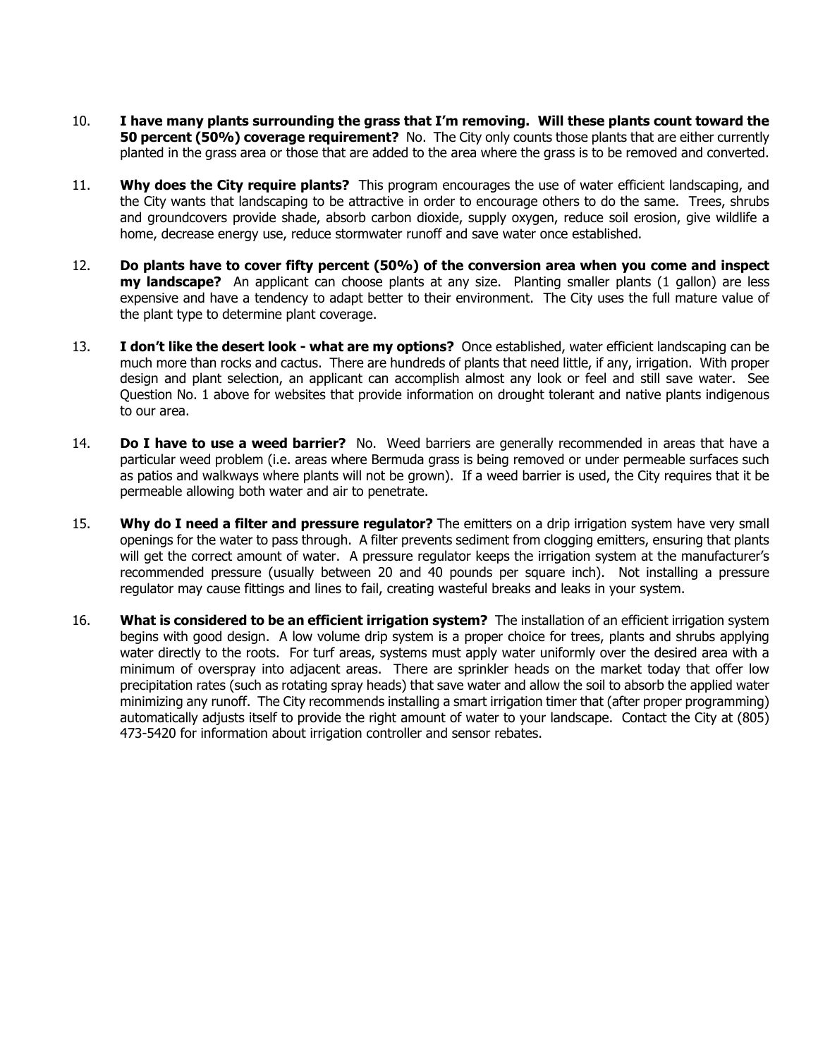10. **I have many plants surrounding the grass that I'm removing. Will these plants count toward the 50 percent (50%) coverage requirement?** No. The City only counts those plants that are either currently planted in the grass area or those that are added to the area where the grass is to be removed and converted.

11. **Why does the City require plants?** This program encourages the use of water efficient landscaping, and the City wants that landscaping to be attractive in order to encourage others to do the same. Trees, shrubs and groundcovers provide shade, absorb carbon dioxide, supply oxygen, reduce soil erosion, give wildlife a home, decrease energy use, reduce stormwater runoff and save water once established.

12. **Do plants have to cover fifty percent (50%) of the conversion area when you come and inspect my landscape?** An applicant can choose plants at any size. Planting smaller plants (1 gallon) are less expensive and have a tendency to adapt better to their environment. The City uses the full mature value of the plant type to determine plant coverage.

13. **I don't like the desert look - what are my options?** Once established, water efficient landscaping can be much more than rocks and cactus. There are hundreds of plants that need little, if any, irrigation. With proper design and plant selection, an applicant can accomplish almost any look or feel and still save water. See Question No. 1 above for websites that provide information on drought tolerant and native plants indigenous to our area.

14. **Do I have to use a weed barrier?** No. Weed barriers are generally recommended in areas that have a particular weed problem (i.e. areas where Bermuda grass is being removed or under permeable surfaces such as patios and walkways where plants will not be grown). If a weed barrier is used, the City requires that it be permeable allowing both water and air to penetrate.

15. **Why do I need a filter and pressure regulator?** The emitters on a drip irrigation system have very small openings for the water to pass through. A filter prevents sediment from clogging emitters, ensuring that plants will get the correct amount of water. A pressure regulator keeps the irrigation system at the manufacturer's recommended pressure (usually between 20 and 40 pounds per square inch). Not installing a pressure regulator may cause fittings and lines to fail, creating wasteful breaks and leaks in your system.

16. **What is considered to be an efficient irrigation system?** The installation of an efficient irrigation system begins with good design. A low volume drip system is a proper choice for trees, plants and shrubs applying water directly to the roots. For turf areas, systems must apply water uniformly over the desired area with a minimum of overspray into adjacent areas. There are sprinkler heads on the market today that offer low precipitation rates (such as rotating spray heads) that save water and allow the soil to absorb the applied water minimizing any runoff. The City recommends installing a smart irrigation timer that (after proper programming) automatically adjusts itself to provide the right amount of water to your landscape. Contact the City at (805) 473-5420 for information about irrigation controller and sensor rebates.